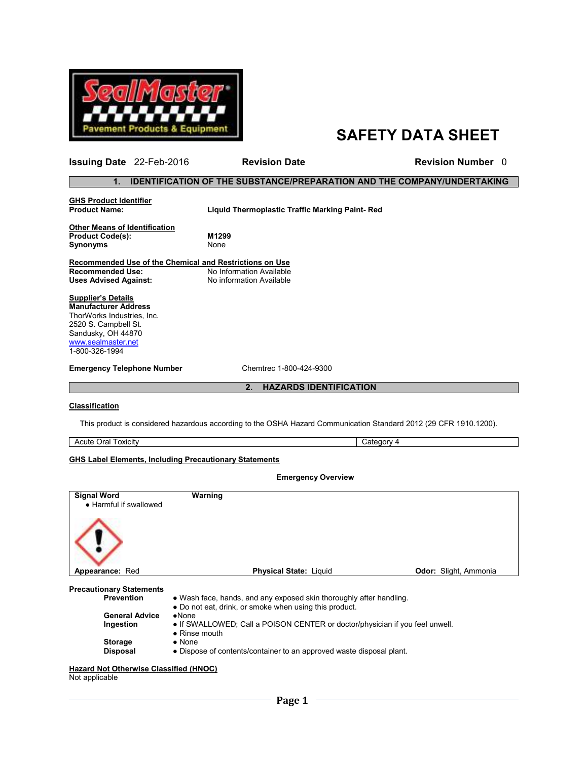# SAFETY DATA SHEET

**Issuing Date** 22-Feb-2016 **Revision Date** **Revision Number** 0

## 1. IDENTIFICATION OF THE SUBSTANCE/PREPARATION AND THE COMPANY/UNDERTAKING

**GHS Product Identifier**

**Product Name:** **Liquid Thermoplastic Traffic Marking Paint- Red**

**Other Means of Identification**

**Product Code(s):** **M1299**

**Synonyms** None

**Recommended Use of the Chemical and Restrictions on Use**

**Recommended Use:** No Information Available

**Uses Advised Against:** No information Available

**Supplier's Details**

**Manufacturer Address**

ThorWorks Industries, Inc.
2520 S. Campbell St.
Sandusky, OH 44870
www.sealmaster.net
1-800-326-1994

**Emergency Telephone Number** Chemtrec 1-800-424-9300

## 2. HAZARDS IDENTIFICATION

**Classification**

This product is considered hazardous according to the OSHA Hazard Communication Standard 2012 (29 CFR 1910.1200).

| Acute Oral Toxicity | Category 4 |
|---|---|

**GHS Label Elements, Including Precautionary Statements**

**Emergency Overview**

**Signal Word** **Warning**

- Harmful if swallowed

**Appearance:** Red **Physical State:** Liquid **Odor:** Slight, Ammonia

**Precautionary Statements**

**Prevention**
- Wash face, hands, and any exposed skin thoroughly after handling.
- Do not eat, drink, or smoke when using this product.

**General Advice**
- None

**Ingestion**
- If SWALLOWED; Call a POISON CENTER or doctor/physician if you feel unwell.
- Rinse mouth

**Storage**
- None

**Disposal**
- Dispose of contents/container to an approved waste disposal plant.

**Hazard Not Otherwise Classified (HNOC)**

Not applicable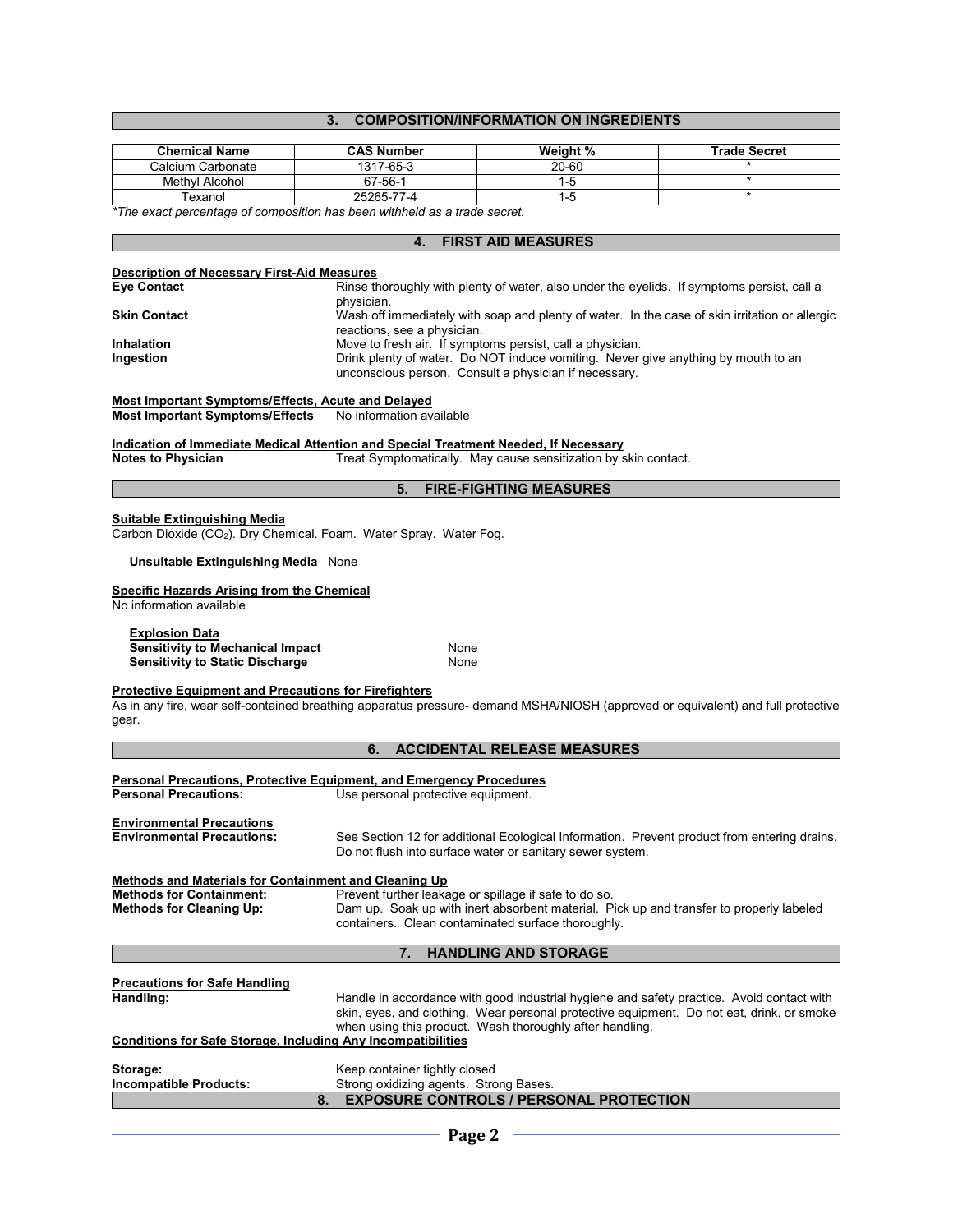## 3. COMPOSITION/INFORMATION ON INGREDIENTS

| Chemical Name | CAS Number | Weight % | Trade Secret |
|---|---|---|---|
| Calcium Carbonate | 1317-65-3 | 20-60 | * |
| Methyl Alcohol | 67-56-1 | 1-5 | * |
| Texanol | 25265-77-4 | 1-5 | * |

*\*The exact percentage of composition has been withheld as a trade secret.*

## 4. FIRST AID MEASURES

**Description of Necessary First-Aid Measures**

**Eye Contact** Rinse thoroughly with plenty of water, also under the eyelids. If symptoms persist, call a physician.

**Skin Contact** Wash off immediately with soap and plenty of water. In the case of skin irritation or allergic reactions, see a physician.

**Inhalation** Move to fresh air. If symptoms persist, call a physician.

**Ingestion** Drink plenty of water. Do NOT induce vomiting. Never give anything by mouth to an unconscious person. Consult a physician if necessary.

**Most Important Symptoms/Effects, Acute and Delayed**

**Most Important Symptoms/Effects** No information available

**Indication of Immediate Medical Attention and Special Treatment Needed, If Necessary**

**Notes to Physician** Treat Symptomatically. May cause sensitization by skin contact.

## 5. FIRE-FIGHTING MEASURES

**Suitable Extinguishing Media**

Carbon Dioxide ($CO_2$). Dry Chemical. Foam. Water Spray. Water Fog.

**Unsuitable Extinguishing Media** None

**Specific Hazards Arising from the Chemical**

No information available

**Explosion Data**

**Sensitivity to Mechanical Impact** None

**Sensitivity to Static Discharge** None

**Protective Equipment and Precautions for Firefighters**

As in any fire, wear self-contained breathing apparatus pressure- demand MSHA/NIOSH (approved or equivalent) and full protective gear.

## 6. ACCIDENTAL RELEASE MEASURES

**Personal Precautions, Protective Equipment, and Emergency Procedures**

**Personal Precautions:** Use personal protective equipment.

**Environmental Precautions**

**Environmental Precautions:** See Section 12 for additional Ecological Information. Prevent product from entering drains. Do not flush into surface water or sanitary sewer system.

**Methods and Materials for Containment and Cleaning Up**

**Methods for Containment:** Prevent further leakage or spillage if safe to do so.

**Methods for Cleaning Up:** Dam up. Soak up with inert absorbent material. Pick up and transfer to properly labeled containers. Clean contaminated surface thoroughly.

## 7. HANDLING AND STORAGE

**Precautions for Safe Handling**

**Handling:** Handle in accordance with good industrial hygiene and safety practice. Avoid contact with skin, eyes, and clothing. Wear personal protective equipment. Do not eat, drink, or smoke when using this product. Wash thoroughly after handling.

**Conditions for Safe Storage, Including Any Incompatibilities**

**Storage:** Keep container tightly closed

**Incompatible Products:** Strong oxidizing agents. Strong Bases.

## 8. EXPOSURE CONTROLS / PERSONAL PROTECTION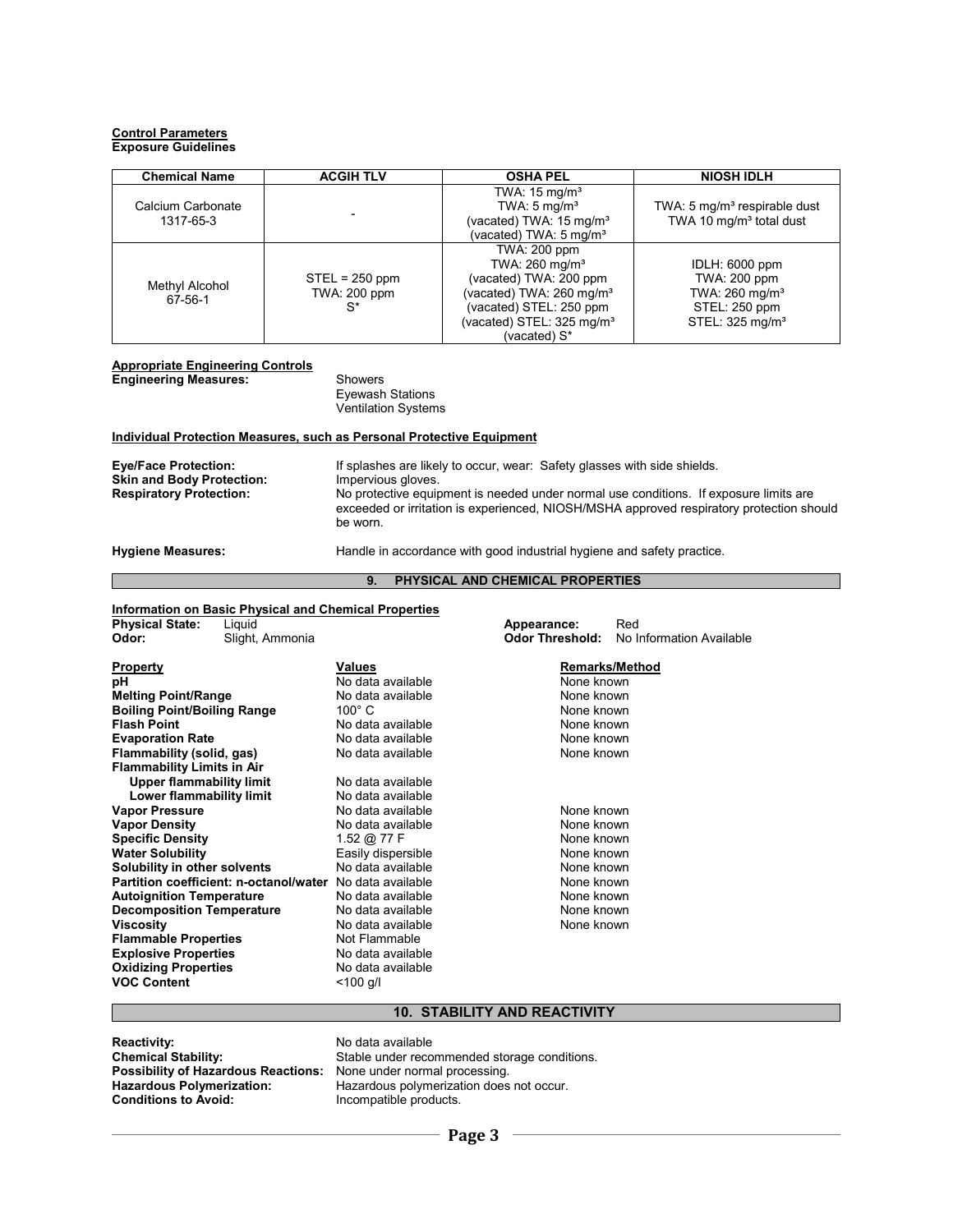**Control Parameters**
**Exposure Guidelines**

| Chemical Name | ACGIH TLV | OSHA PEL | NIOSH IDLH |
|---|---|---|---|
| Calcium Carbonate 1317-65-3 | - | TWA: 15 mg/m³<br>TWA: 5 mg/m³<br>(vacated) TWA: 15 mg/m³<br>(vacated) TWA: 5 mg/m³ | TWA: 5 mg/m³ respirable dust<br>TWA 10 mg/m³ total dust |
| Methyl Alcohol 67-56-1 | STEL = 250 ppm<br>TWA: 200 ppm<br>S* | TWA: 200 ppm<br>TWA: 260 mg/m³<br>(vacated) TWA: 200 ppm<br>(vacated) TWA: 260 mg/m³<br>(vacated) STEL: 250 ppm<br>(vacated) STEL: 325 mg/m³<br>(vacated) S* | IDLH: 6000 ppm<br>TWA: 200 ppm<br>TWA: 260 mg/m³<br>STEL: 250 ppm<br>STEL: 325 mg/m³ |

**Appropriate Engineering Controls**

**Engineering Measures:** Showers
Eyewash Stations
Ventilation Systems

**Individual Protection Measures, such as Personal Protective Equipment**

**Eye/Face Protection:** If splashes are likely to occur, wear: Safety glasses with side shields.
**Skin and Body Protection:** Impervious gloves.
**Respiratory Protection:** No protective equipment is needed under normal use conditions. If exposure limits are exceeded or irritation is experienced, NIOSH/MSHA approved respiratory protection should be worn.

**Hygiene Measures:** Handle in accordance with good industrial hygiene and safety practice.

## 9. PHYSICAL AND CHEMICAL PROPERTIES

**Information on Basic Physical and Chemical Properties**

**Physical State:** Liquid
**Odor:** Slight, Ammonia
**Appearance:** Red
**Odor Threshold:** No Information Available

| Property | Values | Remarks/Method |
|---|---|---|
| **pH** | No data available | None known |
| **Melting Point/Range** | No data available | None known |
| **Boiling Point/Boiling Range** | 100° C | None known |
| **Flash Point** | No data available | None known |
| **Evaporation Rate** | No data available | None known |
| **Flammability (solid, gas)** | No data available | None known |
| **Flammability Limits in Air** | | |
| **Upper flammability limit** | No data available | |
| **Lower flammability limit** | No data available | |
| **Vapor Pressure** | No data available | None known |
| **Vapor Density** | No data available | None known |
| **Specific Density** | 1.52 @ 77 F | None known |
| **Water Solubility** | Easily dispersible | None known |
| **Solubility in other solvents** | No data available | None known |
| **Partition coefficient: n-octanol/water** | No data available | None known |
| **Autoignition Temperature** | No data available | None known |
| **Decomposition Temperature** | No data available | None known |
| **Viscosity** | No data available | None known |
| **Flammable Properties** | Not Flammable | |
| **Explosive Properties** | No data available | |
| **Oxidizing Properties** | No data available | |
| **VOC Content** | <100 g/l | |

## 10. STABILITY AND REACTIVITY

**Reactivity:** No data available
**Chemical Stability:** Stable under recommended storage conditions.
**Possibility of Hazardous Reactions:** None under normal processing.
**Hazardous Polymerization:** Hazardous polymerization does not occur.
**Conditions to Avoid:** Incompatible products.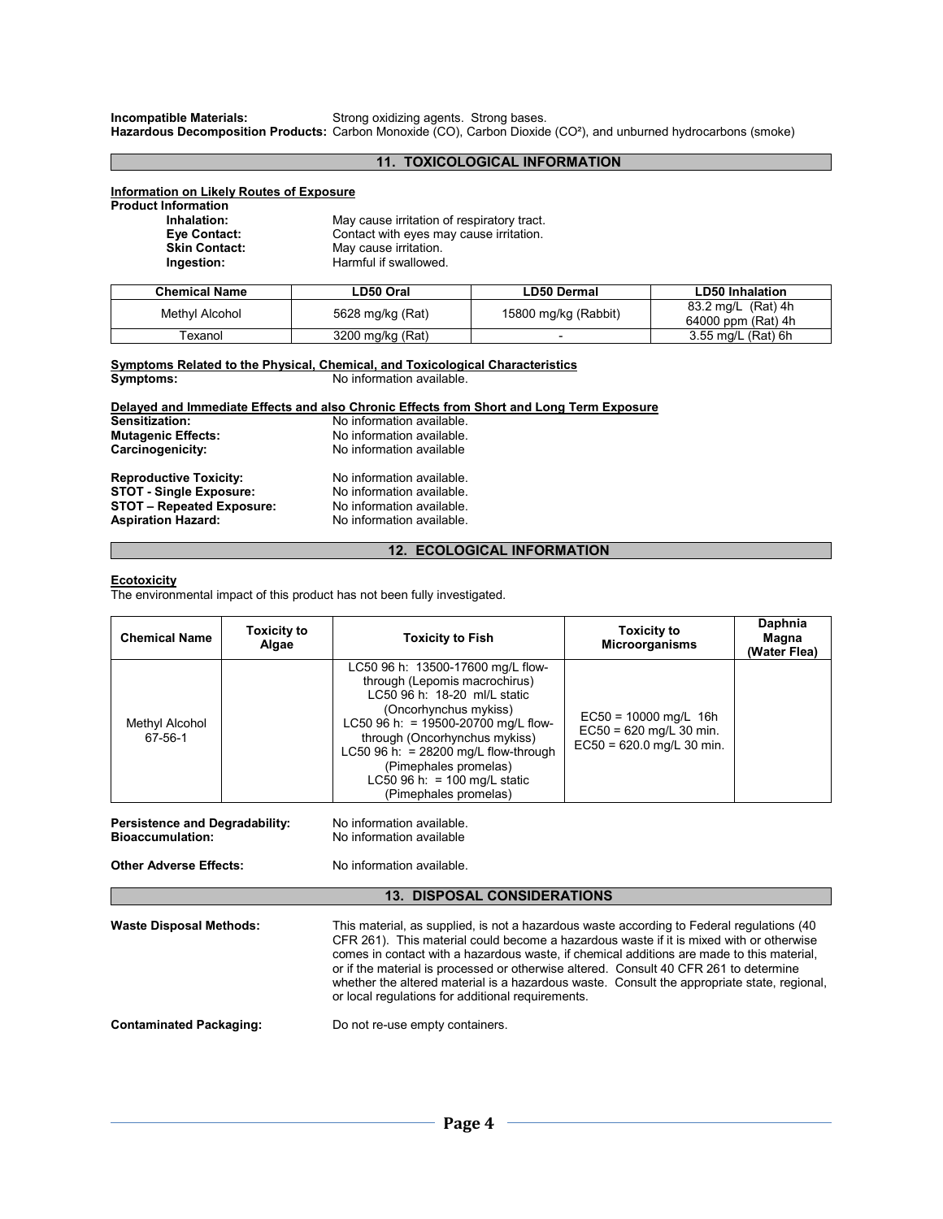**Incompatible Materials:** Strong oxidizing agents. Strong bases.
**Hazardous Decomposition Products:** Carbon Monoxide (CO), Carbon Dioxide ($CO^2$), and unburned hydrocarbons (smoke)

## 11. TOXICOLOGICAL INFORMATION

**Information on Likely Routes of Exposure**

**Product Information**

- **Inhalation:** May cause irritation of respiratory tract.
- **Eye Contact:** Contact with eyes may cause irritation.
- **Skin Contact:** May cause irritation.
- **Ingestion:** Harmful if swallowed.

| Chemical Name | LD50 Oral | LD50 Dermal | LD50 Inhalation |
|---|---|---|---|
| Methyl Alcohol | 5628 mg/kg (Rat) | 15800 mg/kg (Rabbit) | 83.2 mg/L (Rat) 4h<br>64000 ppm (Rat) 4h |
| Texanol | 3200 mg/kg (Rat) | - | 3.55 mg/L (Rat) 6h |

**Symptoms Related to the Physical, Chemical, and Toxicological Characteristics**

**Symptoms:** No information available.

**Delayed and Immediate Effects and also Chronic Effects from Short and Long Term Exposure**

**Sensitization:** No information available.
**Mutagenic Effects:** No information available.
**Carcinogenicity:** No information available

**Reproductive Toxicity:** No information available.
**STOT - Single Exposure:** No information available.
**STOT – Repeated Exposure:** No information available.
**Aspiration Hazard:** No information available.

## 12. ECOLOGICAL INFORMATION

**Ecotoxicity**

The environmental impact of this product has not been fully investigated.

| Chemical Name | Toxicity to Algae | Toxicity to Fish | Toxicity to Microorganisms | Daphnia Magna (Water Flea) |
|---|---|---|---|---|
| Methyl Alcohol<br>67-56-1 | | LC50 96 h: 13500-17600 mg/L flow-through (Lepomis macrochirus)<br>LC50 96 h: 18-20 ml/L static (Oncorhynchus mykiss)<br>LC50 96 h: = 19500-20700 mg/L flow-through (Oncorhynchus mykiss)<br>LC50 96 h: = 28200 mg/L flow-through (Pimephales promelas)<br>LC50 96 h: = 100 mg/L static (Pimephales promelas) | EC50 = 10000 mg/L 16h<br>EC50 = 620 mg/L 30 min.<br>EC50 = 620.0 mg/L 30 min. | |

**Persistence and Degradability:** No information available.
**Bioaccumulation:** No information available

**Other Adverse Effects:** No information available.

## 13. DISPOSAL CONSIDERATIONS

**Waste Disposal Methods:** This material, as supplied, is not a hazardous waste according to Federal regulations (40 CFR 261). This material could become a hazardous waste if it is mixed with or otherwise comes in contact with a hazardous waste, if chemical additions are made to this material, or if the material is processed or otherwise altered. Consult 40 CFR 261 to determine whether the altered material is a hazardous waste. Consult the appropriate state, regional, or local regulations for additional requirements.

**Contaminated Packaging:** Do not re-use empty containers.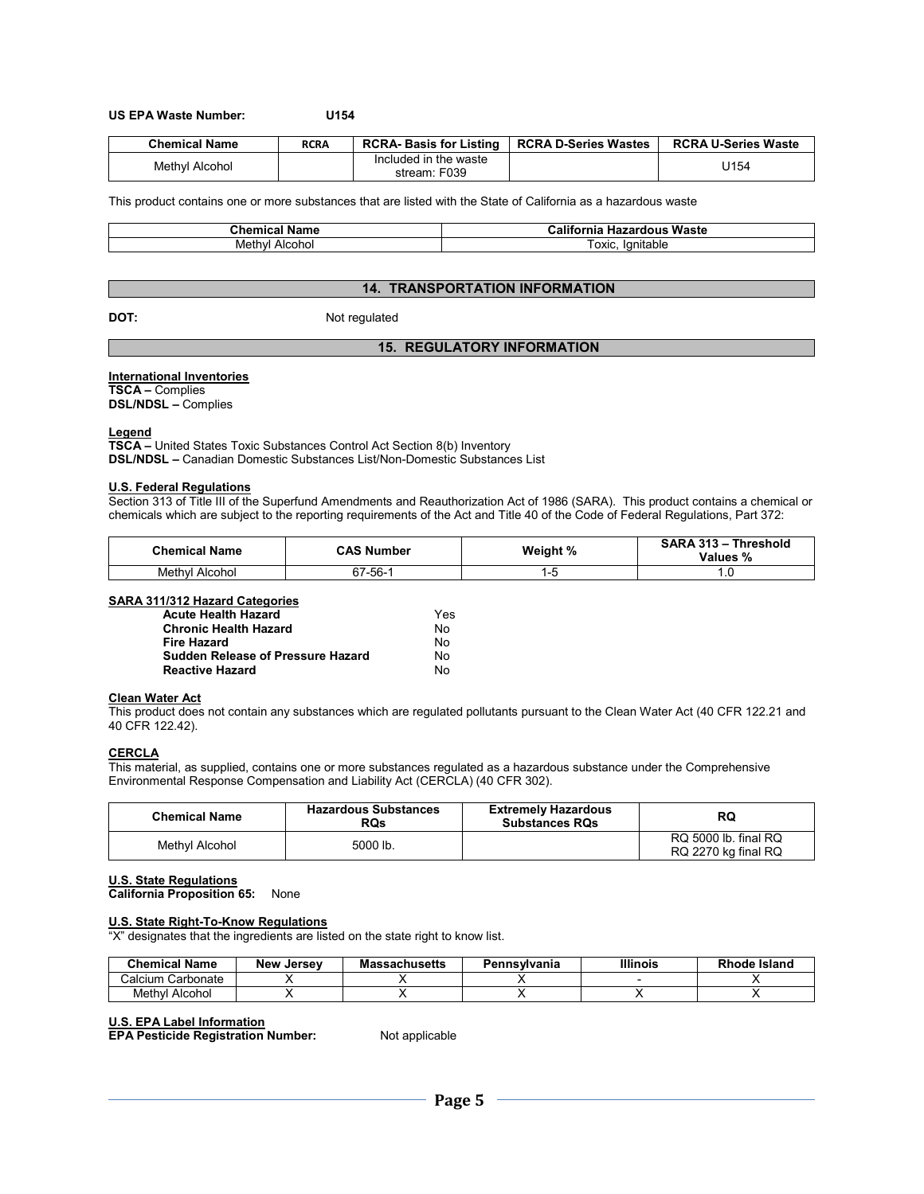**US EPA Waste Number:** **U154**

| Chemical Name | RCRA | RCRA- Basis for Listing | RCRA D-Series Wastes | RCRA U-Series Waste |
|---|---|---|---|---|
| Methyl Alcohol | | Included in the waste stream: F039 | | U154 |

This product contains one or more substances that are listed with the State of California as a hazardous waste

| Chemical Name | California Hazardous Waste |
|---|---|
| Methyl Alcohol | Toxic, Ignitable |

## 14. TRANSPORTATION INFORMATION

**DOT:** Not regulated

## 15. REGULATORY INFORMATION

**International Inventories**
**TSCA –** Complies
**DSL/NDSL –** Complies

**Legend**
**TSCA –** United States Toxic Substances Control Act Section 8(b) Inventory
**DSL/NDSL –** Canadian Domestic Substances List/Non-Domestic Substances List

**U.S. Federal Regulations**
Section 313 of Title III of the Superfund Amendments and Reauthorization Act of 1986 (SARA). This product contains a chemical or chemicals which are subject to the reporting requirements of the Act and Title 40 of the Code of Federal Regulations, Part 372:

| Chemical Name | CAS Number | Weight % | SARA 313 – Threshold Values % |
|---|---|---|---|
| Methyl Alcohol | 67-56-1 | 1-5 | 1.0 |

**SARA 311/312 Hazard Categories**

| | |
|---|---|
| **Acute Health Hazard** | Yes |
| **Chronic Health Hazard** | No |
| **Fire Hazard** | No |
| **Sudden Release of Pressure Hazard** | No |
| **Reactive Hazard** | No |

**Clean Water Act**
This product does not contain any substances which are regulated pollutants pursuant to the Clean Water Act (40 CFR 122.21 and 40 CFR 122.42).

**CERCLA**
This material, as supplied, contains one or more substances regulated as a hazardous substance under the Comprehensive Environmental Response Compensation and Liability Act (CERCLA) (40 CFR 302).

| Chemical Name | Hazardous Substances RQs | Extremely Hazardous Substances RQs | RQ |
|---|---|---|---|
| Methyl Alcohol | 5000 lb. | | RQ 5000 lb. final RQ RQ 2270 kg final RQ |

**U.S. State Regulations**
**California Proposition 65:** None

**U.S. State Right-To-Know Regulations**
"X" designates that the ingredients are listed on the state right to know list.

| Chemical Name | New Jersey | Massachusetts | Pennsylvania | Illinois | Rhode Island |
|---|---|---|---|---|---|
| Calcium Carbonate | X | X | X | - | X |
| Methyl Alcohol | X | X | X | X | X |

**U.S. EPA Label Information**
**EPA Pesticide Registration Number:** Not applicable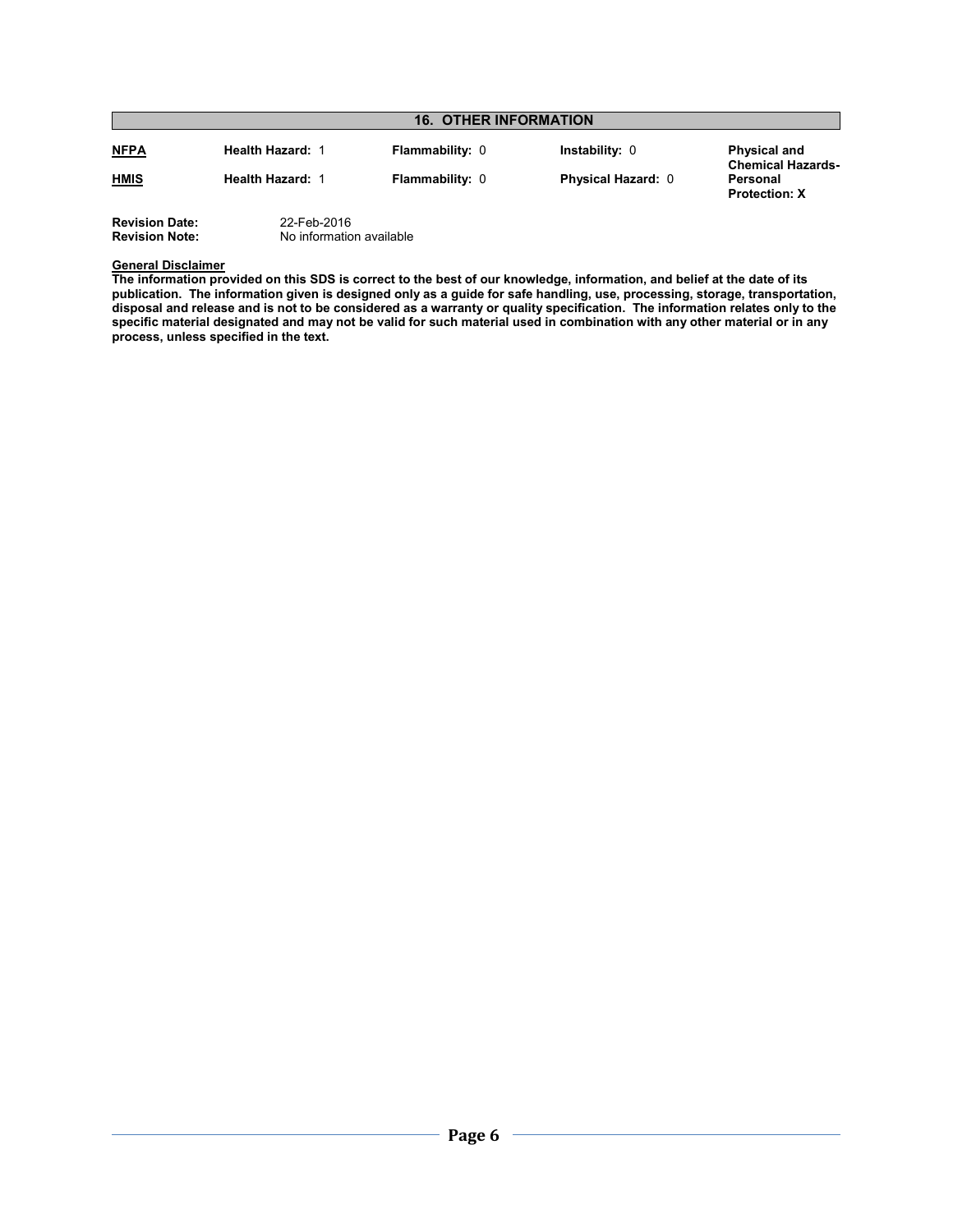## 16. OTHER INFORMATION

| | | | | |
|---|---|---|---|---|
| **NFPA** | **Health Hazard:** 1 | **Flammability:** 0 | **Instability:** 0 | **Physical and Chemical Hazards-** |
| **HMIS** | **Health Hazard:** 1 | **Flammability:** 0 | **Physical Hazard:** 0 | **Personal Protection: X** |

**Revision Date:** 22-Feb-2016
**Revision Note:** No information available

**General Disclaimer**

**The information provided on this SDS is correct to the best of our knowledge, information, and belief at the date of its publication. The information given is designed only as a guide for safe handling, use, processing, storage, transportation, disposal and release and is not to be considered as a warranty or quality specification. The information relates only to the specific material designated and may not be valid for such material used in combination with any other material or in any process, unless specified in the text.**